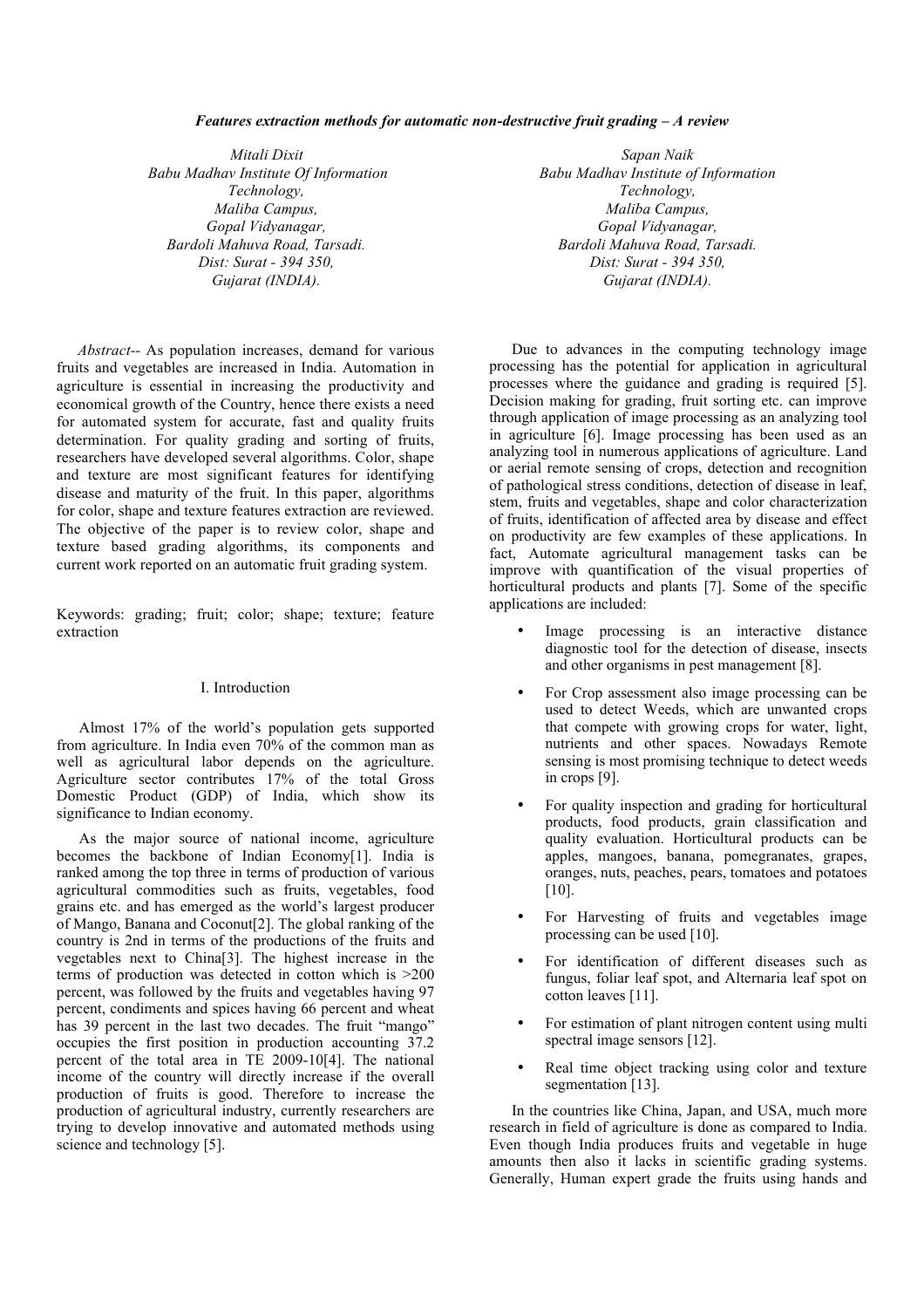# *Features extraction methods for automatic non-destructive fruit grading – A review*

*Mitali Dixit*
*Babu Madhav Institute Of Information Technology,*
*Maliba Campus,*
*Gopal Vidyanagar,*
*Bardoli Mahuva Road, Tarsadi.*
*Dist: Surat - 394 350,*
*Gujarat (INDIA).*

*Sapan Naik*
*Babu Madhav Institute of Information Technology,*
*Maliba Campus,*
*Gopal Vidyanagar,*
*Bardoli Mahuva Road, Tarsadi.*
*Dist: Surat - 394 350,*
*Gujarat (INDIA).*

*Abstract*-- As population increases, demand for various fruits and vegetables are increased in India. Automation in agriculture is essential in increasing the productivity and economical growth of the Country, hence there exists a need for automated system for accurate, fast and quality fruits determination. For quality grading and sorting of fruits, researchers have developed several algorithms. Color, shape and texture are most significant features for identifying disease and maturity of the fruit. In this paper, algorithms for color, shape and texture features extraction are reviewed. The objective of the paper is to review color, shape and texture based grading algorithms, its components and current work reported on an automatic fruit grading system.

Keywords: grading; fruit; color; shape; texture; feature extraction

## I. Introduction

Almost 17% of the world's population gets supported from agriculture. In India even 70% of the common man as well as agricultural labor depends on the agriculture. Agriculture sector contributes 17% of the total Gross Domestic Product (GDP) of India, which show its significance to Indian economy.

As the major source of national income, agriculture becomes the backbone of Indian Economy[1]. India is ranked among the top three in terms of production of various agricultural commodities such as fruits, vegetables, food grains etc. and has emerged as the world's largest producer of Mango, Banana and Coconut[2]. The global ranking of the country is 2nd in terms of the productions of the fruits and vegetables next to China[3]. The highest increase in the terms of production was detected in cotton which is >200 percent, was followed by the fruits and vegetables having 97 percent, condiments and spices having 66 percent and wheat has 39 percent in the last two decades. The fruit "mango" occupies the first position in production accounting 37.2 percent of the total area in TE 2009-10[4]. The national income of the country will directly increase if the overall production of fruits is good. Therefore to increase the production of agricultural industry, currently researchers are trying to develop innovative and automated methods using science and technology [5].

Due to advances in the computing technology image processing has the potential for application in agricultural processes where the guidance and grading is required [5]. Decision making for grading, fruit sorting etc. can improve through application of image processing as an analyzing tool in agriculture [6]. Image processing has been used as an analyzing tool in numerous applications of agriculture. Land or aerial remote sensing of crops, detection and recognition of pathological stress conditions, detection of disease in leaf, stem, fruits and vegetables, shape and color characterization of fruits, identification of affected area by disease and effect on productivity are few examples of these applications. In fact, Automate agricultural management tasks can be improve with quantification of the visual properties of horticultural products and plants [7]. Some of the specific applications are included:

- Image processing is an interactive distance diagnostic tool for the detection of disease, insects and other organisms in pest management [8].
- For Crop assessment also image processing can be used to detect Weeds, which are unwanted crops that compete with growing crops for water, light, nutrients and other spaces. Nowadays Remote sensing is most promising technique to detect weeds in crops [9].
- For quality inspection and grading for horticultural products, food products, grain classification and quality evaluation. Horticultural products can be apples, mangoes, banana, pomegranates, grapes, oranges, nuts, peaches, pears, tomatoes and potatoes [10].
- For Harvesting of fruits and vegetables image processing can be used [10].
- For identification of different diseases such as fungus, foliar leaf spot, and Alternaria leaf spot on cotton leaves [11].
- For estimation of plant nitrogen content using multi spectral image sensors [12].
- Real time object tracking using color and texture segmentation [13].

In the countries like China, Japan, and USA, much more research in field of agriculture is done as compared to India. Even though India produces fruits and vegetable in huge amounts then also it lacks in scientific grading systems. Generally, Human expert grade the fruits using hands and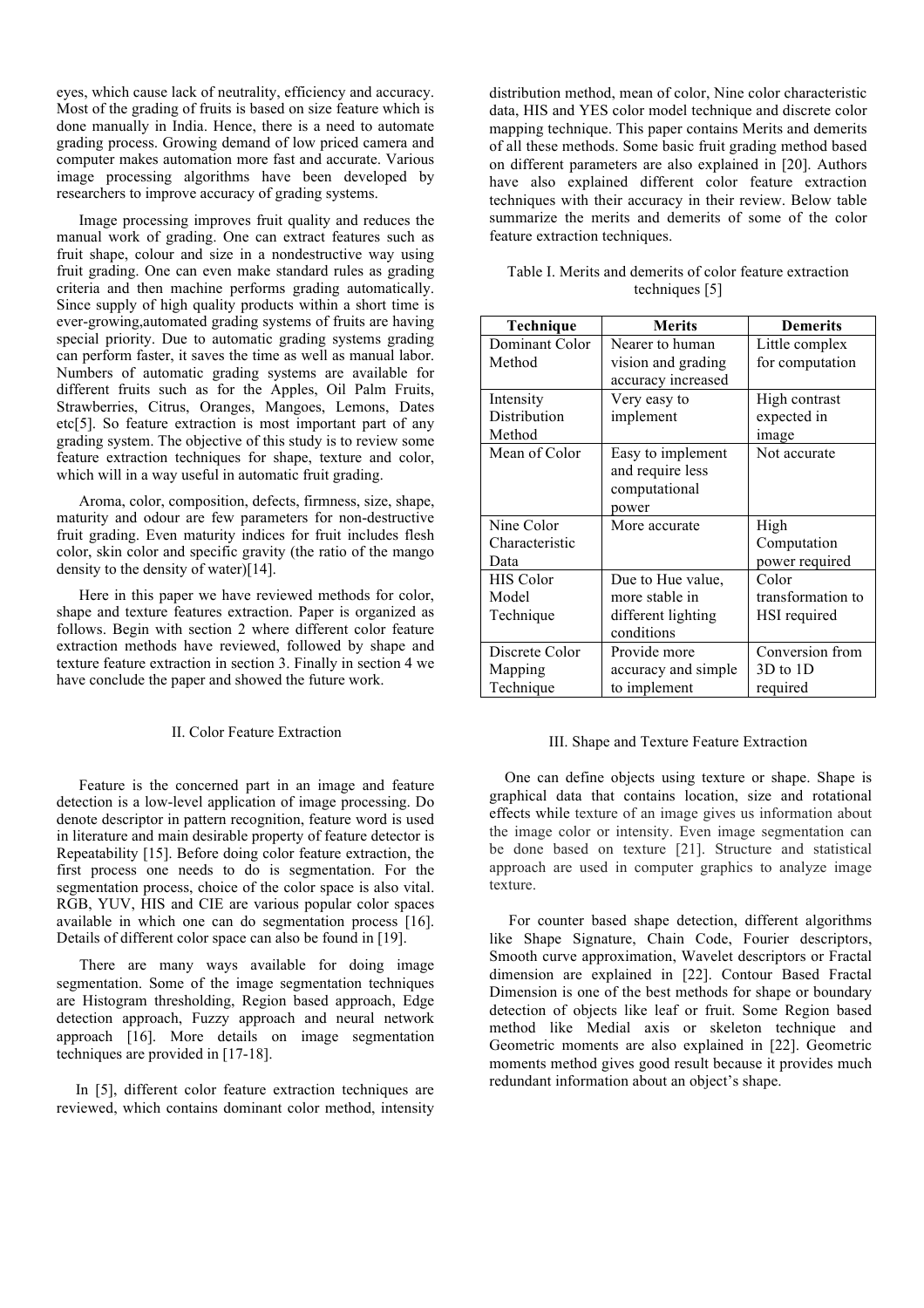eyes, which cause lack of neutrality, efficiency and accuracy. Most of the grading of fruits is based on size feature which is done manually in India. Hence, there is a need to automate grading process. Growing demand of low priced camera and computer makes automation more fast and accurate. Various image processing algorithms have been developed by researchers to improve accuracy of grading systems.

Image processing improves fruit quality and reduces the manual work of grading. One can extract features such as fruit shape, colour and size in a nondestructive way using fruit grading. One can even make standard rules as grading criteria and then machine performs grading automatically. Since supply of high quality products within a short time is ever-growing,automated grading systems of fruits are having special priority. Due to automatic grading systems grading can perform faster, it saves the time as well as manual labor. Numbers of automatic grading systems are available for different fruits such as for the Apples, Oil Palm Fruits, Strawberries, Citrus, Oranges, Mangoes, Lemons, Dates etc[5]. So feature extraction is most important part of any grading system. The objective of this study is to review some feature extraction techniques for shape, texture and color, which will in a way useful in automatic fruit grading.

Aroma, color, composition, defects, firmness, size, shape, maturity and odour are few parameters for non-destructive fruit grading. Even maturity indices for fruit includes flesh color, skin color and specific gravity (the ratio of the mango density to the density of water)[14].

Here in this paper we have reviewed methods for color, shape and texture features extraction. Paper is organized as follows. Begin with section 2 where different color feature extraction methods have reviewed, followed by shape and texture feature extraction in section 3. Finally in section 4 we have conclude the paper and showed the future work.

## II. Color Feature Extraction

Feature is the concerned part in an image and feature detection is a low-level application of image processing. Do denote descriptor in pattern recognition, feature word is used in literature and main desirable property of feature detector is Repeatability [15]. Before doing color feature extraction, the first process one needs to do is segmentation. For the segmentation process, choice of the color space is also vital. RGB, YUV, HIS and CIE are various popular color spaces available in which one can do segmentation process [16]. Details of different color space can also be found in [19].

There are many ways available for doing image segmentation. Some of the image segmentation techniques are Histogram thresholding, Region based approach, Edge detection approach, Fuzzy approach and neural network approach [16]. More details on image segmentation techniques are provided in [17-18].

In [5], different color feature extraction techniques are reviewed, which contains dominant color method, intensity distribution method, mean of color, Nine color characteristic data, HIS and YES color model technique and discrete color mapping technique. This paper contains Merits and demerits of all these methods. Some basic fruit grading method based on different parameters are also explained in [20]. Authors have also explained different color feature extraction techniques with their accuracy in their review. Below table summarize the merits and demerits of some of the color feature extraction techniques.

Table I. Merits and demerits of color feature extraction techniques [5]

| Technique | Merits | Demerits |
|---|---|---|
| Dominant Color Method | Nearer to human vision and grading accuracy increased | Little complex for computation |
| Intensity Distribution Method | Very easy to implement | High contrast expected in image |
| Mean of Color | Easy to implement and require less computational power | Not accurate |
| Nine Color Characteristic Data | More accurate | High Computation power required |
| HIS Color Model Technique | Due to Hue value, more stable in different lighting conditions | Color transformation to HSI required |
| Discrete Color Mapping Technique | Provide more accuracy and simple to implement | Conversion from 3D to 1D required |

## III. Shape and Texture Feature Extraction

One can define objects using texture or shape. Shape is graphical data that contains location, size and rotational effects while texture of an image gives us information about the image color or intensity. Even image segmentation can be done based on texture [21]. Structure and statistical approach are used in computer graphics to analyze image texture.

For counter based shape detection, different algorithms like Shape Signature, Chain Code, Fourier descriptors, Smooth curve approximation, Wavelet descriptors or Fractal dimension are explained in [22]. Contour Based Fractal Dimension is one of the best methods for shape or boundary detection of objects like leaf or fruit. Some Region based method like Medial axis or skeleton technique and Geometric moments are also explained in [22]. Geometric moments method gives good result because it provides much redundant information about an object's shape.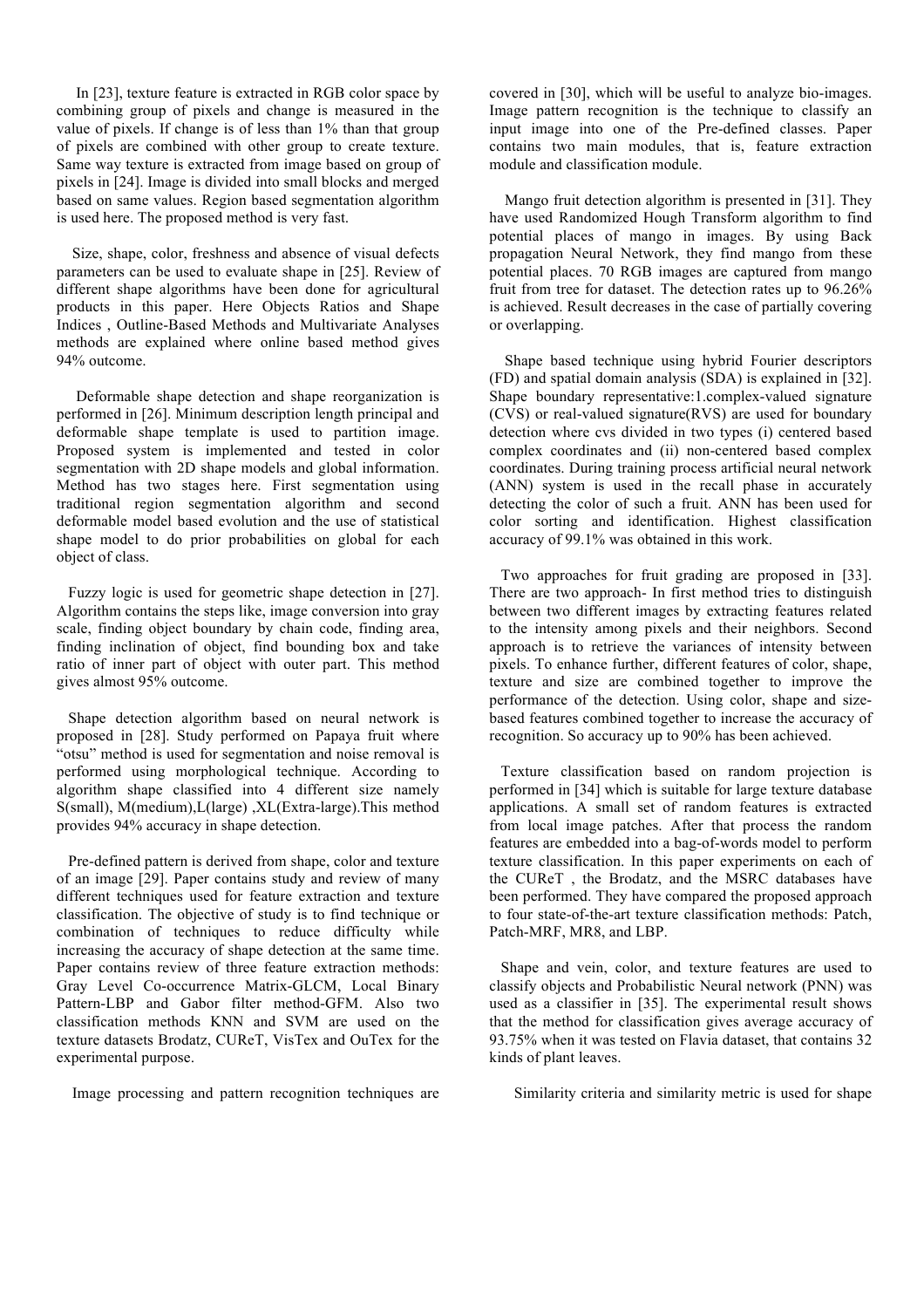In [23], texture feature is extracted in RGB color space by combining group of pixels and change is measured in the value of pixels. If change is of less than 1% than that group of pixels are combined with other group to create texture. Same way texture is extracted from image based on group of pixels in [24]. Image is divided into small blocks and merged based on same values. Region based segmentation algorithm is used here. The proposed method is very fast.

Size, shape, color, freshness and absence of visual defects parameters can be used to evaluate shape in [25]. Review of different shape algorithms have been done for agricultural products in this paper. Here Objects Ratios and Shape Indices , Outline-Based Methods and Multivariate Analyses methods are explained where online based method gives 94% outcome.

Deformable shape detection and shape reorganization is performed in [26]. Minimum description length principal and deformable shape template is used to partition image. Proposed system is implemented and tested in color segmentation with 2D shape models and global information. Method has two stages here. First segmentation using traditional region segmentation algorithm and second deformable model based evolution and the use of statistical shape model to do prior probabilities on global for each object of class.

Fuzzy logic is used for geometric shape detection in [27]. Algorithm contains the steps like, image conversion into gray scale, finding object boundary by chain code, finding area, finding inclination of object, find bounding box and take ratio of inner part of object with outer part. This method gives almost 95% outcome.

Shape detection algorithm based on neural network is proposed in [28]. Study performed on Papaya fruit where "otsu" method is used for segmentation and noise removal is performed using morphological technique. According to algorithm shape classified into 4 different size namely S(small), M(medium),L(large) ,XL(Extra-large).This method provides 94% accuracy in shape detection.

Pre-defined pattern is derived from shape, color and texture of an image [29]. Paper contains study and review of many different techniques used for feature extraction and texture classification. The objective of study is to find technique or combination of techniques to reduce difficulty while increasing the accuracy of shape detection at the same time. Paper contains review of three feature extraction methods: Gray Level Co-occurrence Matrix-GLCM, Local Binary Pattern-LBP and Gabor filter method-GFM. Also two classification methods KNN and SVM are used on the texture datasets Brodatz, CUReT, VisTex and OuTex for the experimental purpose.

Image processing and pattern recognition techniques are covered in [30], which will be useful to analyze bio-images. Image pattern recognition is the technique to classify an input image into one of the Pre-defined classes. Paper contains two main modules, that is, feature extraction module and classification module.

Mango fruit detection algorithm is presented in [31]. They have used Randomized Hough Transform algorithm to find potential places of mango in images. By using Back propagation Neural Network, they find mango from these potential places. 70 RGB images are captured from mango fruit from tree for dataset. The detection rates up to 96.26% is achieved. Result decreases in the case of partially covering or overlapping.

Shape based technique using hybrid Fourier descriptors (FD) and spatial domain analysis (SDA) is explained in [32]. Shape boundary representative:1.complex-valued signature (CVS) or real-valued signature(RVS) are used for boundary detection where cvs divided in two types (i) centered based complex coordinates and (ii) non-centered based complex coordinates. During training process artificial neural network (ANN) system is used in the recall phase in accurately detecting the color of such a fruit. ANN has been used for color sorting and identification. Highest classification accuracy of 99.1% was obtained in this work.

Two approaches for fruit grading are proposed in [33]. There are two approach- In first method tries to distinguish between two different images by extracting features related to the intensity among pixels and their neighbors. Second approach is to retrieve the variances of intensity between pixels. To enhance further, different features of color, shape, texture and size are combined together to improve the performance of the detection. Using color, shape and size-based features combined together to increase the accuracy of recognition. So accuracy up to 90% has been achieved.

Texture classification based on random projection is performed in [34] which is suitable for large texture database applications. A small set of random features is extracted from local image patches. After that process the random features are embedded into a bag-of-words model to perform texture classification. In this paper experiments on each of the CUReT , the Brodatz, and the MSRC databases have been performed. They have compared the proposed approach to four state-of-the-art texture classification methods: Patch, Patch-MRF, MR8, and LBP.

Shape and vein, color, and texture features are used to classify objects and Probabilistic Neural network (PNN) was used as a classifier in [35]. The experimental result shows that the method for classification gives average accuracy of 93.75% when it was tested on Flavia dataset, that contains 32 kinds of plant leaves.

Similarity criteria and similarity metric is used for shape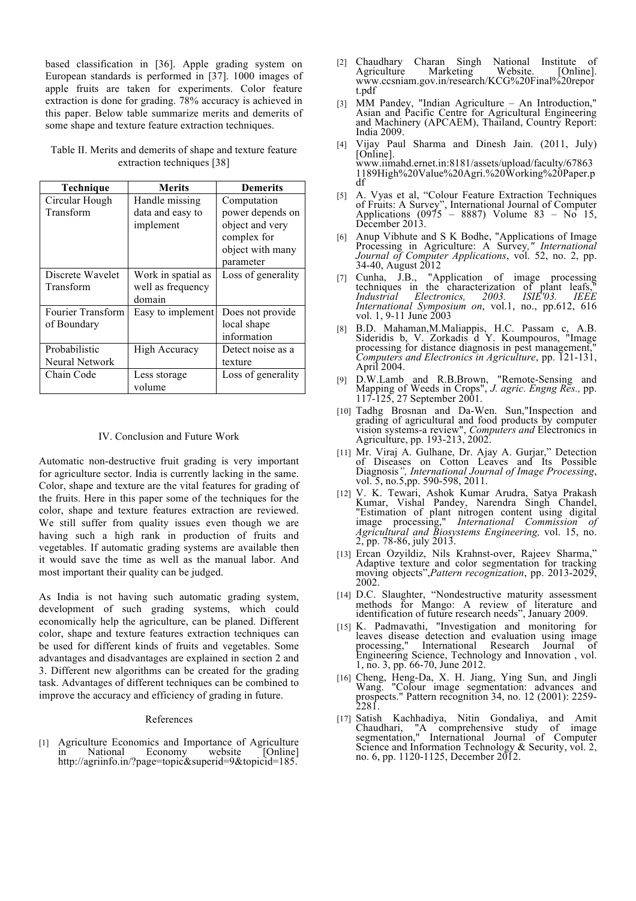based classification in [36]. Apple grading system on European standards is performed in [37]. 1000 images of apple fruits are taken for experiments. Color feature extraction is done for grading. 78% accuracy is achieved in this paper. Below table summarize merits and demerits of some shape and texture feature extraction techniques.

Table II. Merits and demerits of shape and texture feature extraction techniques [38]

| Technique | Merits | Demerits |
|---|---|---|
| Circular Hough Transform | Handle missing data and easy to implement | Computation power depends on object and very complex for object with many parameter |
| Discrete Wavelet Transform | Work in spatial as well as frequency domain | Loss of generality |
| Fourier Transform of Boundary | Easy to implement | Does not provide local shape information |
| Probabilistic Neural Network | High Accuracy | Detect noise as a texture |
| Chain Code | Less storage volume | Loss of generality |

## IV. Conclusion and Future Work

Automatic non-destructive fruit grading is very important for agriculture sector. India is currently lacking in the same. Color, shape and texture are the vital features for grading of the fruits. Here in this paper some of the techniques for the color, shape and texture features extraction are reviewed. We still suffer from quality issues even though we are having such a high rank in production of fruits and vegetables. If automatic grading systems are available then it would save the time as well as the manual labor. And most important their quality can be judged.

As India is not having such automatic grading system, development of such grading systems, which could economically help the agriculture, can be planed. Different color, shape and texture features extraction techniques can be used for different kinds of fruits and vegetables. Some advantages and disadvantages are explained in section 2 and 3. Different new algorithms can be created for the grading task. Advantages of different techniques can be combined to improve the accuracy and efficiency of grading in future.

## References

[1] Agriculture Economics and Importance of Agriculture in National Economy website [Online] http://agriinfo.in/?page=topic&superid=9&topicid=185.

[2] Chaudhary Charan Singh National Institute of Agriculture Marketing Website. [Online]. www.ccsniam.gov.in/research/KCG%20Final%20report.pdf

[3] MM Pandey, "Indian Agriculture – An Introduction," Asian and Pacific Centre for Agricultural Engineering and Machinery (APCAEM), Thailand, Country Report: India 2009.

[4] Vijay Paul Sharma and Dinesh Jain. (2011, July) [Online]. www.iimahd.ernet.in:8181/assets/upload/faculty/678631189High%20Value%20Agri.%20Working%20Paper.pdf

[5] A. Vyas et al, "Colour Feature Extraction Techniques of Fruits: A Survey", International Journal of Computer Applications (0975 – 8887) Volume 83 – No 15, December 2013.

[6] Anup Vibhute and S K Bodhe, "Applications of Image Processing in Agriculture: A Survey," *International Journal of Computer Applications*, vol. 52, no. 2, pp. 34-40, August 2012

[7] Cunha, J.B., "Application of image processing techniques in the characterization of plant leafs," *Industrial Electronics, 2003. ISIE'03. IEEE International Symposium on*, vol.1, no., pp.612, 616 vol. 1, 9-11 June 2003

[8] B.D. Mahaman,M.Maliappis, H.C. Passam c, A.B. Sideridis b, V. Zorkadis d Y. Koumpouros, "Image processing for distance diagnosis in pest management," *Computers and Electronics in Agriculture*, pp. 121-131, April 2004.

[9] D.W.Lamb and R.B.Brown, "Remote-Sensing and Mapping of Weeds in Crops", *J. agric. Engng Res.,* pp. 117-125, 27 September 2001.

[10] Tadhg Brosnan and Da-Wen. Sun,"Inspection and grading of agricultural and food products by computer vision systems-a review", *Computers and* Electronics in Agriculture, pp. 193-213, 2002.

[11] Mr. Viraj A. Gulhane, Dr. Ajay A. Gurjar," Detection of Diseases on Cotton Leaves and Its Possible Diagnosis*", International Journal of Image Processing*, vol. 5, no.5,pp. 590-598, 2011.

[12] V. K. Tewari, Ashok Kumar Arudra, Satya Prakash Kumar, Vishal Pandey, Narendra Singh Chandel, "Estimation of plant nitrogen content using digital image processing," *International Commission of Agricultural and Biosystems Engineering,* vol. 15, no. 2, pp. 78-86, july 2013.

[13] Ercan Ozyildiz, Nils Krahnst-over, Rajeev Sharma," Adaptive texture and color segmentation for tracking moving objects",*Pattern recognization*, pp. 2013-2029, 2002.

[14] D.C. Slaughter, "Nondestructive maturity assessment methods for Mango: A review of literature and identification of future research needs", January 2009.

[15] K. Padmavathi, "Investigation and monitoring for leaves disease detection and evaluation using image processing," International Research Journal of Engineering Science, Technology and Innovation , vol. 1, no. 3, pp. 66-70, June 2012.

[16] Cheng, Heng-Da, X. H. Jiang, Ying Sun, and Jingli Wang. "Colour image segmentation: advances and prospects." Pattern recognition 34, no. 12 (2001): 2259-2281.

[17] Satish Kachhadiya, Nitin Gondaliya, and Amit Chaudhari, "A comprehensive study of image segmentation," International Journal of Computer Science and Information Technology & Security, vol. 2, no. 6, pp. 1120-1125, December 2012.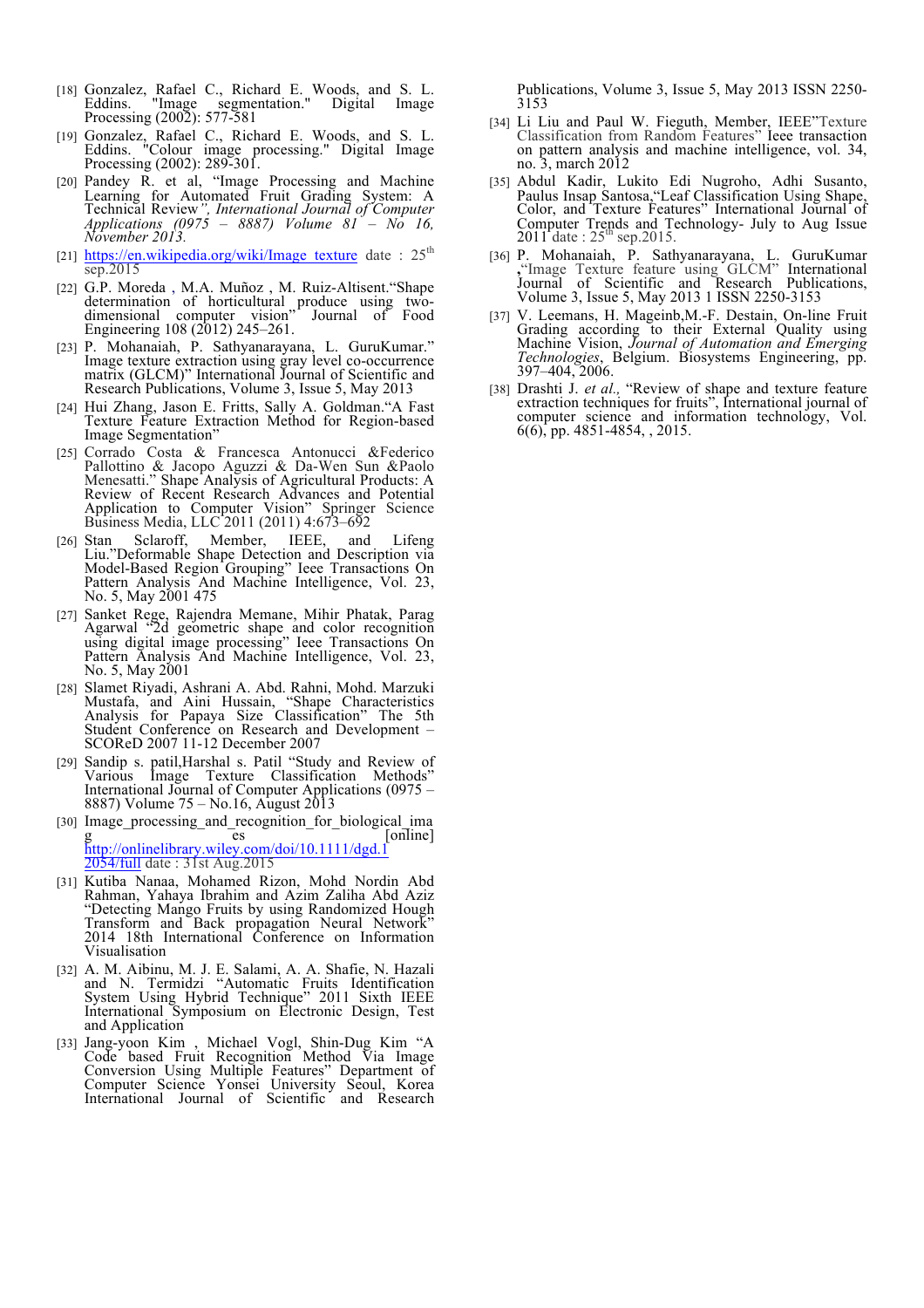[18] Gonzalez, Rafael C., Richard E. Woods, and S. L. Eddins. "Image segmentation." Digital Image Processing (2002): 577-581

[19] Gonzalez, Rafael C., Richard E. Woods, and S. L. Eddins. "Colour image processing." Digital Image Processing (2002): 289-301.

[20] Pandey R. et al, "Image Processing and Machine Learning for Automated Fruit Grading System: A Technical Review*", International Journal of Computer Applications (0975 – 8887) Volume 81 – No 16, November 2013.*

[21] https://en.wikipedia.org/wiki/Image_texture date : 25th sep.2015

[22] G.P. Moreda , M.A. Muñoz , M. Ruiz-Altisent."Shape determination of horticultural produce using two-dimensional computer vision" Journal of Food Engineering 108 (2012) 245–261.

[23] P. Mohanaiah, P. Sathyanarayana, L. GuruKumar." Image texture extraction using gray level co-occurrence matrix (GLCM)" International Journal of Scientific and Research Publications, Volume 3, Issue 5, May 2013

[24] Hui Zhang, Jason E. Fritts, Sally A. Goldman."A Fast Texture Feature Extraction Method for Region-based Image Segmentation"

[25] Corrado Costa & Francesca Antonucci &Federico Pallottino & Jacopo Aguzzi & Da-Wen Sun &Paolo Menesatti." Shape Analysis of Agricultural Products: A Review of Recent Research Advances and Potential Application to Computer Vision" Springer Science Business Media, LLC 2011 (2011) 4:673–692

[26] Stan Sclaroff, Member, IEEE, and Lifeng Liu."Deformable Shape Detection and Description via Model-Based Region Grouping" Ieee Transactions On Pattern Analysis And Machine Intelligence, Vol. 23, No. 5, May 2001 475

[27] Sanket Rege, Rajendra Memane, Mihir Phatak, Parag Agarwal "2d geometric shape and color recognition using digital image processing" Ieee Transactions On Pattern Analysis And Machine Intelligence, Vol. 23, No. 5, May 2001

[28] Slamet Riyadi, Ashrani A. Abd. Rahni, Mohd. Marzuki Mustafa, and Aini Hussain, "Shape Characteristics Analysis for Papaya Size Classification" The 5th Student Conference on Research and Development – SCOReD 2007 11-12 December 2007

[29] Sandip s. patil,Harshal s. Patil "Study and Review of Various Image Texture Classification Methods" International Journal of Computer Applications (0975 – 8887) Volume 75 – No.16, August 2013

[30] Image_processing_and_recognition_for_biological_images [online] http://onlinelibrary.wiley.com/doi/10.1111/dgd.12054/full date : 31st Aug.2015

[31] Kutiba Nanaa, Mohamed Rizon, Mohd Nordin Abd Rahman, Yahaya Ibrahim and Azim Zaliha Abd Aziz "Detecting Mango Fruits by using Randomized Hough Transform and Back propagation Neural Network" 2014 18th International Conference on Information Visualisation

[32] A. M. Aibinu, M. J. E. Salami, A. A. Shafie, N. Hazali and N. Termidzi "Automatic Fruits Identification System Using Hybrid Technique" 2011 Sixth IEEE International Symposium on Electronic Design, Test and Application

[33] Jang-yoon Kim , Michael Vogl, Shin-Dug Kim "A Code based Fruit Recognition Method Via Image Conversion Using Multiple Features" Department of Computer Science Yonsei University Seoul, Korea International Journal of Scientific and Research Publications, Volume 3, Issue 5, May 2013 ISSN 2250-3153

[34] Li Liu and Paul W. Fieguth, Member, IEEE"Texture Classification from Random Features" Ieee transaction on pattern analysis and machine intelligence, vol. 34, no. 3, march 2012

[35] Abdul Kadir, Lukito Edi Nugroho, Adhi Susanto, Paulus Insap Santosa,"Leaf Classification Using Shape, Color, and Texture Features" International Journal of Computer Trends and Technology- July to Aug Issue 2011 date : 25th sep.2015.

[36] P. Mohanaiah, P. Sathyanarayana, L. GuruKumar ,"Image Texture feature using GLCM" International Journal of Scientific and Research Publications, Volume 3, Issue 5, May 2013 1 ISSN 2250-3153

[37] V. Leemans, H. Mageinb,M.-F. Destain, On-line Fruit Grading according to their External Quality using Machine Vision, *Journal of Automation and Emerging Technologies*, Belgium. Biosystems Engineering, pp. 397–404, 2006.

[38] Drashti J. *et al.,* "Review of shape and texture feature extraction techniques for fruits", International journal of computer science and information technology, Vol. 6(6), pp. 4851-4854, , 2015.